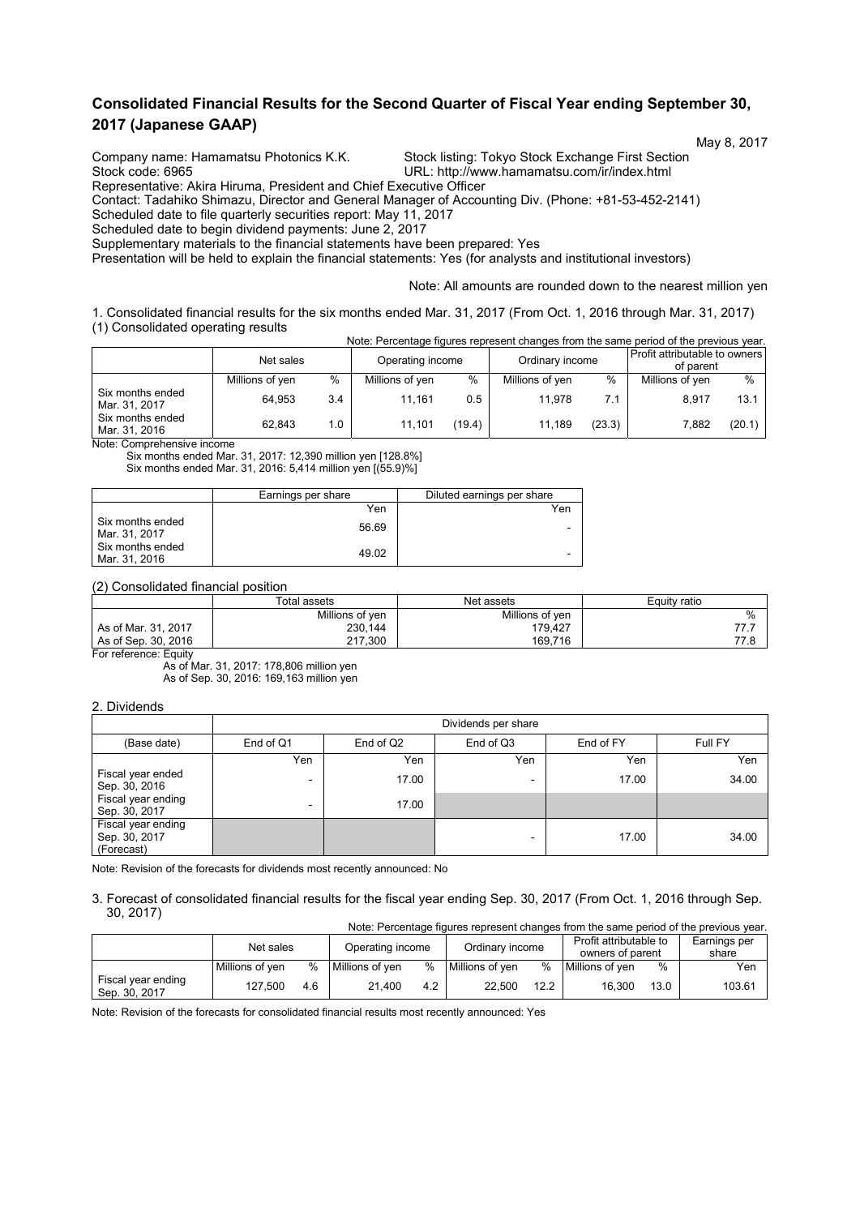# Consolidated Financial Results for the Second Quarter of Fiscal Year ending September 30, 2017 (Japanese GAAP)

May 8, 2017

Company name: Hamamatsu Photonics K.K. Stock listing: Tokyo Stock Exchange First Section
Stock code: 6965 URL: http://www.hamamatsu.com/ir/index.html
Representative: Akira Hiruma, President and Chief Executive Officer
Contact: Tadahiko Shimazu, Director and General Manager of Accounting Div. (Phone: +81-53-452-2141)
Scheduled date to file quarterly securities report: May 11, 2017
Scheduled date to begin dividend payments: June 2, 2017
Supplementary materials to the financial statements have been prepared: Yes
Presentation will be held to explain the financial statements: Yes (for analysts and institutional investors)

Note: All amounts are rounded down to the nearest million yen

1. Consolidated financial results for the six months ended Mar. 31, 2017 (From Oct. 1, 2016 through Mar. 31, 2017)

(1) Consolidated operating results

Note: Percentage figures represent changes from the same period of the previous year.

| | Net sales | | Operating income | | Ordinary income | | Profit attributable to owners of parent | |
|---|---|---|---|---|---|---|---|---|
| | Millions of yen | % | Millions of yen | % | Millions of yen | % | Millions of yen | % |
| Six months ended Mar. 31, 2017 | 64,953 | 3.4 | 11,161 | 0.5 | 11,978 | 7.1 | 8,917 | 13.1 |
| Six months ended Mar. 31, 2016 | 62,843 | 1.0 | 11,101 | (19.4) | 11,189 | (23.3) | 7,882 | (20.1) |

Note: Comprehensive income
Six months ended Mar. 31, 2017: 12,390 million yen [128.8%]
Six months ended Mar. 31, 2016: 5,414 million yen [(55.9)%]

| | Earnings per share | Diluted earnings per share |
|---|---|---|
| | Yen | Yen |
| Six months ended Mar. 31, 2017 | 56.69 | - |
| Six months ended Mar. 31, 2016 | 49.02 | - |

(2) Consolidated financial position

| | Total assets | Net assets | Equity ratio |
|---|---|---|---|
| | Millions of yen | Millions of yen | % |
| As of Mar. 31, 2017 | 230,144 | 179,427 | 77.7 |
| As of Sep. 30, 2016 | 217,300 | 169,716 | 77.8 |

For reference: Equity
As of Mar. 31, 2017: 178,806 million yen
As of Sep. 30, 2016: 169,163 million yen

2. Dividends

| | Dividends per share | | | | |
|---|---|---|---|---|---|
| (Base date) | End of Q1 | End of Q2 | End of Q3 | End of FY | Full FY |
| | Yen | Yen | Yen | Yen | Yen |
| Fiscal year ended Sep. 30, 2016 | - | 17.00 | - | 17.00 | 34.00 |
| Fiscal year ending Sep. 30, 2017 | - | 17.00 | | | |
| Fiscal year ending Sep. 30, 2017 (Forecast) | | | - | 17.00 | 34.00 |

Note: Revision of the forecasts for dividends most recently announced: No

3. Forecast of consolidated financial results for the fiscal year ending Sep. 30, 2017 (From Oct. 1, 2016 through Sep. 30, 2017)

Note: Percentage figures represent changes from the same period of the previous year.

| | Net sales | | Operating income | | Ordinary income | | Profit attributable to owners of parent | | Earnings per share |
|---|---|---|---|---|---|---|---|---|---|
| | Millions of yen | % | Millions of yen | % | Millions of yen | % | Millions of yen | % | Yen |
| Fiscal year ending Sep. 30, 2017 | 127,500 | 4.6 | 21,400 | 4.2 | 22,500 | 12.2 | 16,300 | 13.0 | 103.61 |

Note: Revision of the forecasts for consolidated financial results most recently announced: Yes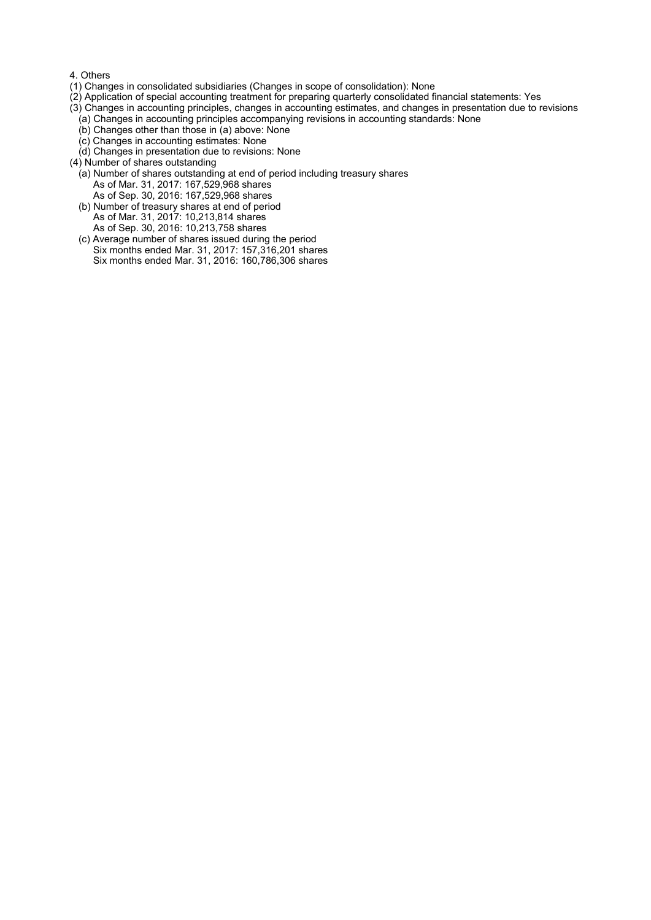4. Others

(1) Changes in consolidated subsidiaries (Changes in scope of consolidation): None

(2) Application of special accounting treatment for preparing quarterly consolidated financial statements: Yes

(3) Changes in accounting principles, changes in accounting estimates, and changes in presentation due to revisions

- (a) Changes in accounting principles accompanying revisions in accounting standards: None
- (b) Changes other than those in (a) above: None
- (c) Changes in accounting estimates: None
- (d) Changes in presentation due to revisions: None

(4) Number of shares outstanding

- (a) Number of shares outstanding at end of period including treasury shares
  - As of Mar. 31, 2017: 167,529,968 shares
  - As of Sep. 30, 2016: 167,529,968 shares
- (b) Number of treasury shares at end of period
  - As of Mar. 31, 2017: 10,213,814 shares
  - As of Sep. 30, 2016: 10,213,758 shares
- (c) Average number of shares issued during the period
  - Six months ended Mar. 31, 2017: 157,316,201 shares
  - Six months ended Mar. 31, 2016: 160,786,306 shares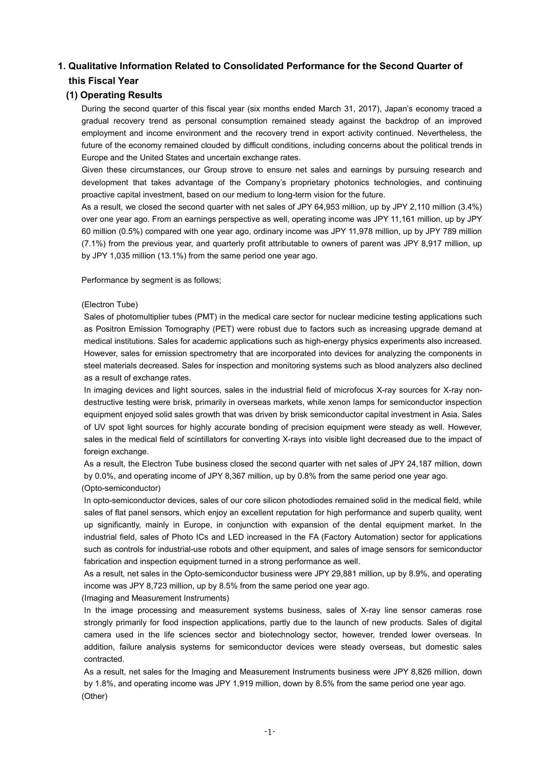## 1. Qualitative Information Related to Consolidated Performance for the Second Quarter of this Fiscal Year

### (1) Operating Results

During the second quarter of this fiscal year (six months ended March 31, 2017), Japan's economy traced a gradual recovery trend as personal consumption remained steady against the backdrop of an improved employment and income environment and the recovery trend in export activity continued. Nevertheless, the future of the economy remained clouded by difficult conditions, including concerns about the political trends in Europe and the United States and uncertain exchange rates.

Given these circumstances, our Group strove to ensure net sales and earnings by pursuing research and development that takes advantage of the Company's proprietary photonics technologies, and continuing proactive capital investment, based on our medium to long-term vision for the future.

As a result, we closed the second quarter with net sales of JPY 64,953 million, up by JPY 2,110 million (3.4%) over one year ago. From an earnings perspective as well, operating income was JPY 11,161 million, up by JPY 60 million (0.5%) compared with one year ago, ordinary income was JPY 11,978 million, up by JPY 789 million (7.1%) from the previous year, and quarterly profit attributable to owners of parent was JPY 8,917 million, up by JPY 1,035 million (13.1%) from the same period one year ago.

Performance by segment is as follows;

(Electron Tube)

Sales of photomultiplier tubes (PMT) in the medical care sector for nuclear medicine testing applications such as Positron Emission Tomography (PET) were robust due to factors such as increasing upgrade demand at medical institutions. Sales for academic applications such as high-energy physics experiments also increased. However, sales for emission spectrometry that are incorporated into devices for analyzing the components in steel materials decreased. Sales for inspection and monitoring systems such as blood analyzers also declined as a result of exchange rates.

In imaging devices and light sources, sales in the industrial field of microfocus X-ray sources for X-ray non-destructive testing were brisk, primarily in overseas markets, while xenon lamps for semiconductor inspection equipment enjoyed solid sales growth that was driven by brisk semiconductor capital investment in Asia. Sales of UV spot light sources for highly accurate bonding of precision equipment were steady as well. However, sales in the medical field of scintillators for converting X-rays into visible light decreased due to the impact of foreign exchange.

As a result, the Electron Tube business closed the second quarter with net sales of JPY 24,187 million, down by 0.0%, and operating income of JPY 8,367 million, up by 0.8% from the same period one year ago.

(Opto-semiconductor)

In opto-semiconductor devices, sales of our core silicon photodiodes remained solid in the medical field, while sales of flat panel sensors, which enjoy an excellent reputation for high performance and superb quality, went up significantly, mainly in Europe, in conjunction with expansion of the dental equipment market. In the industrial field, sales of Photo ICs and LED increased in the FA (Factory Automation) sector for applications such as controls for industrial-use robots and other equipment, and sales of image sensors for semiconductor fabrication and inspection equipment turned in a strong performance as well.

As a result, net sales in the Opto-semiconductor business were JPY 29,881 million, up by 8.9%, and operating income was JPY 8,723 million, up by 8.5% from the same period one year ago.

(Imaging and Measurement Instruments)

In the image processing and measurement systems business, sales of X-ray line sensor cameras rose strongly primarily for food inspection applications, partly due to the launch of new products. Sales of digital camera used in the life sciences sector and biotechnology sector, however, trended lower overseas. In addition, failure analysis systems for semiconductor devices were steady overseas, but domestic sales contracted.

As a result, net sales for the Imaging and Measurement Instruments business were JPY 8,826 million, down by 1.8%, and operating income was JPY 1,919 million, down by 8.5% from the same period one year ago.

(Other)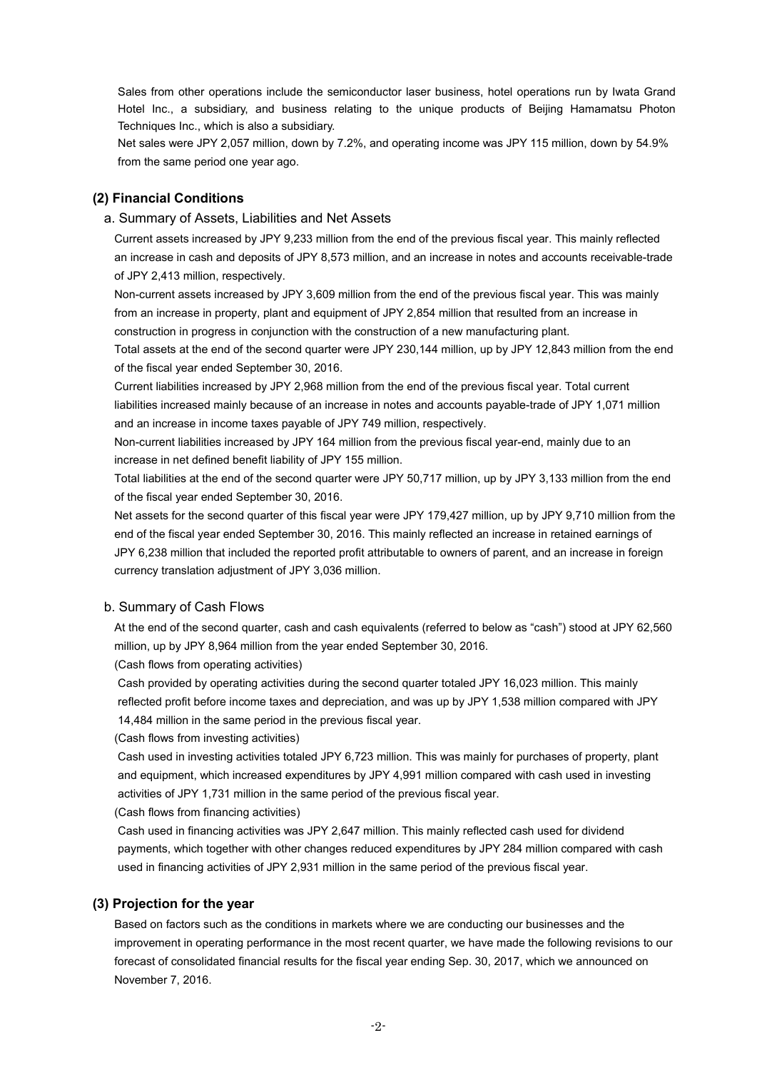Sales from other operations include the semiconductor laser business, hotel operations run by Iwata Grand Hotel Inc., a subsidiary, and business relating to the unique products of Beijing Hamamatsu Photon Techniques Inc., which is also a subsidiary.

Net sales were JPY 2,057 million, down by 7.2%, and operating income was JPY 115 million, down by 54.9% from the same period one year ago.

## (2) Financial Conditions

### a. Summary of Assets, Liabilities and Net Assets

Current assets increased by JPY 9,233 million from the end of the previous fiscal year. This mainly reflected an increase in cash and deposits of JPY 8,573 million, and an increase in notes and accounts receivable-trade of JPY 2,413 million, respectively.

Non-current assets increased by JPY 3,609 million from the end of the previous fiscal year. This was mainly from an increase in property, plant and equipment of JPY 2,854 million that resulted from an increase in construction in progress in conjunction with the construction of a new manufacturing plant.

Total assets at the end of the second quarter were JPY 230,144 million, up by JPY 12,843 million from the end of the fiscal year ended September 30, 2016.

Current liabilities increased by JPY 2,968 million from the end of the previous fiscal year. Total current liabilities increased mainly because of an increase in notes and accounts payable-trade of JPY 1,071 million and an increase in income taxes payable of JPY 749 million, respectively.

Non-current liabilities increased by JPY 164 million from the previous fiscal year-end, mainly due to an increase in net defined benefit liability of JPY 155 million.

Total liabilities at the end of the second quarter were JPY 50,717 million, up by JPY 3,133 million from the end of the fiscal year ended September 30, 2016.

Net assets for the second quarter of this fiscal year were JPY 179,427 million, up by JPY 9,710 million from the end of the fiscal year ended September 30, 2016. This mainly reflected an increase in retained earnings of JPY 6,238 million that included the reported profit attributable to owners of parent, and an increase in foreign currency translation adjustment of JPY 3,036 million.

### b. Summary of Cash Flows

At the end of the second quarter, cash and cash equivalents (referred to below as "cash") stood at JPY 62,560 million, up by JPY 8,964 million from the year ended September 30, 2016.

(Cash flows from operating activities)

Cash provided by operating activities during the second quarter totaled JPY 16,023 million. This mainly reflected profit before income taxes and depreciation, and was up by JPY 1,538 million compared with JPY 14,484 million in the same period in the previous fiscal year.

(Cash flows from investing activities)

Cash used in investing activities totaled JPY 6,723 million. This was mainly for purchases of property, plant and equipment, which increased expenditures by JPY 4,991 million compared with cash used in investing activities of JPY 1,731 million in the same period of the previous fiscal year.

(Cash flows from financing activities)

Cash used in financing activities was JPY 2,647 million. This mainly reflected cash used for dividend payments, which together with other changes reduced expenditures by JPY 284 million compared with cash used in financing activities of JPY 2,931 million in the same period of the previous fiscal year.

## (3) Projection for the year

Based on factors such as the conditions in markets where we are conducting our businesses and the improvement in operating performance in the most recent quarter, we have made the following revisions to our forecast of consolidated financial results for the fiscal year ending Sep. 30, 2017, which we announced on November 7, 2016.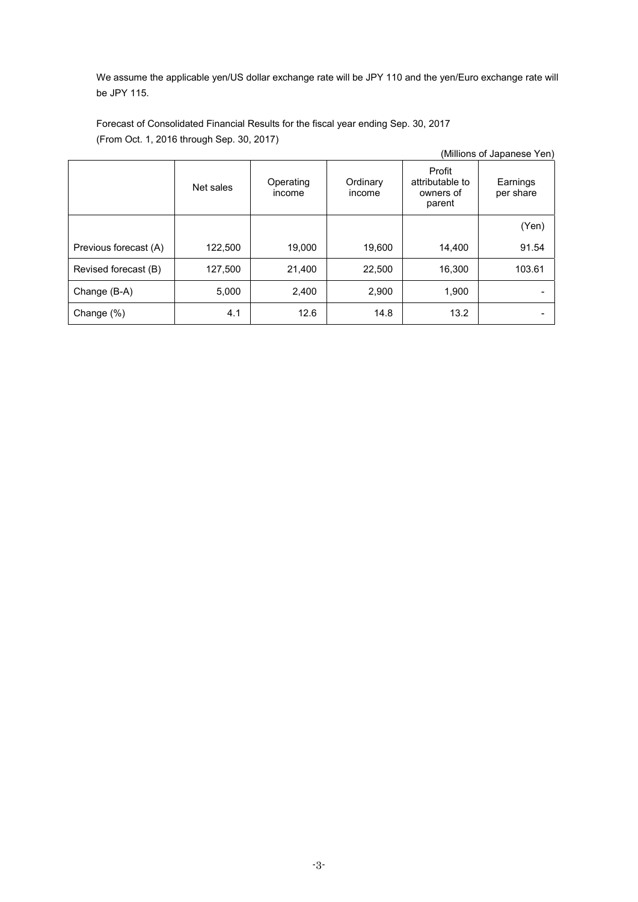We assume the applicable yen/US dollar exchange rate will be JPY 110 and the yen/Euro exchange rate will be JPY 115.

Forecast of Consolidated Financial Results for the fiscal year ending Sep. 30, 2017
(From Oct. 1, 2016 through Sep. 30, 2017)

(Millions of Japanese Yen)

| | Net sales | Operating income | Ordinary income | Profit attributable to owners of parent | Earnings per share |
|---|---|---|---|---|---|
| | | | | | (Yen) |
| Previous forecast (A) | 122,500 | 19,000 | 19,600 | 14,400 | 91.54 |
| Revised forecast (B) | 127,500 | 21,400 | 22,500 | 16,300 | 103.61 |
| Change (B-A) | 5,000 | 2,400 | 2,900 | 1,900 | - |
| Change (%) | 4.1 | 12.6 | 14.8 | 13.2 | - |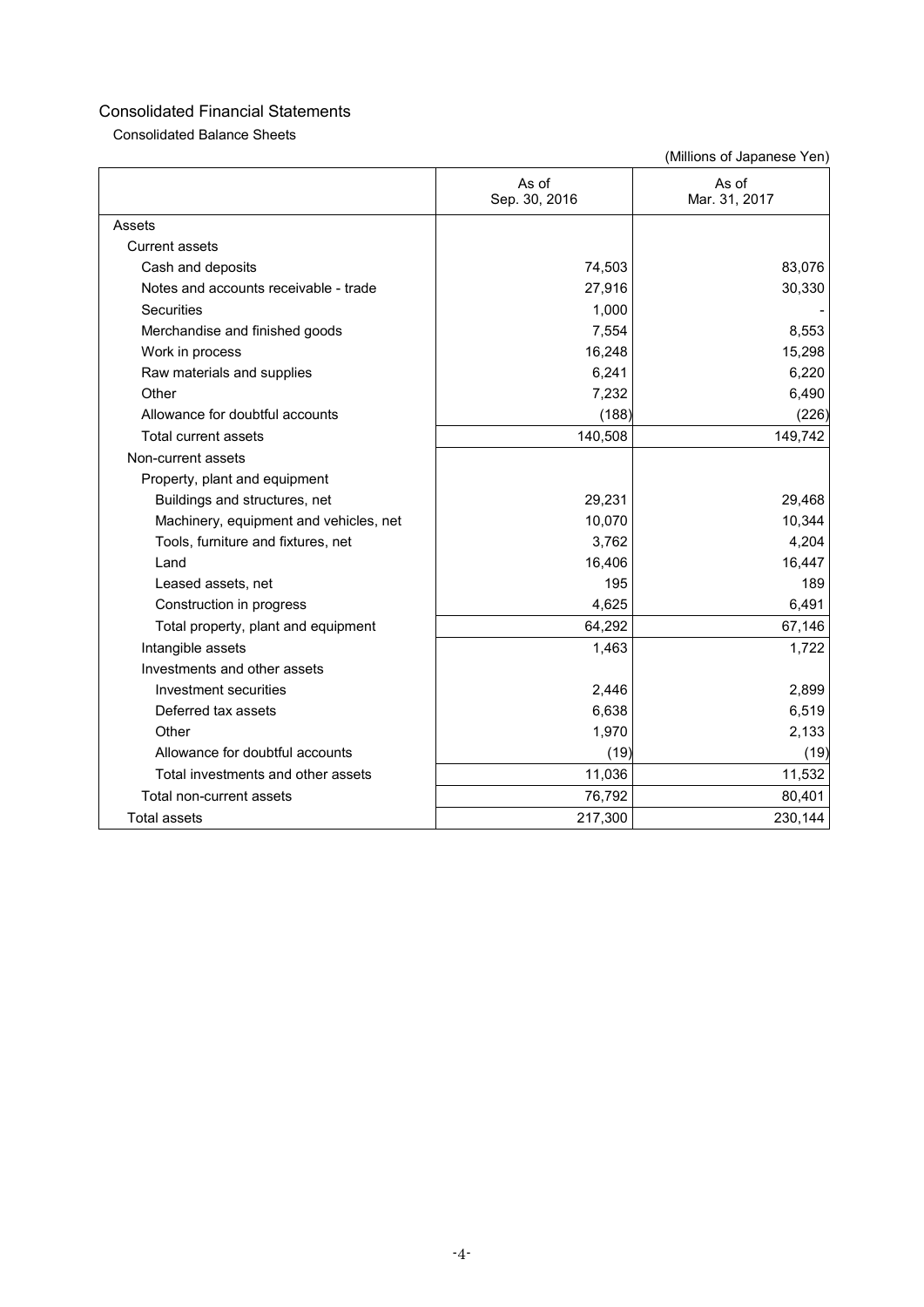# Consolidated Financial Statements

## Consolidated Balance Sheets

(Millions of Japanese Yen)

| | As of Sep. 30, 2016 | As of Mar. 31, 2017 |
|---|---|---|
| Assets | | |
| Current assets | | |
| Cash and deposits | 74,503 | 83,076 |
| Notes and accounts receivable - trade | 27,916 | 30,330 |
| Securities | 1,000 | - |
| Merchandise and finished goods | 7,554 | 8,553 |
| Work in process | 16,248 | 15,298 |
| Raw materials and supplies | 6,241 | 6,220 |
| Other | 7,232 | 6,490 |
| Allowance for doubtful accounts | (188) | (226) |
| Total current assets | 140,508 | 149,742 |
| Non-current assets | | |
| Property, plant and equipment | | |
| Buildings and structures, net | 29,231 | 29,468 |
| Machinery, equipment and vehicles, net | 10,070 | 10,344 |
| Tools, furniture and fixtures, net | 3,762 | 4,204 |
| Land | 16,406 | 16,447 |
| Leased assets, net | 195 | 189 |
| Construction in progress | 4,625 | 6,491 |
| Total property, plant and equipment | 64,292 | 67,146 |
| Intangible assets | 1,463 | 1,722 |
| Investments and other assets | | |
| Investment securities | 2,446 | 2,899 |
| Deferred tax assets | 6,638 | 6,519 |
| Other | 1,970 | 2,133 |
| Allowance for doubtful accounts | (19) | (19) |
| Total investments and other assets | 11,036 | 11,532 |
| Total non-current assets | 76,792 | 80,401 |
| Total assets | 217,300 | 230,144 |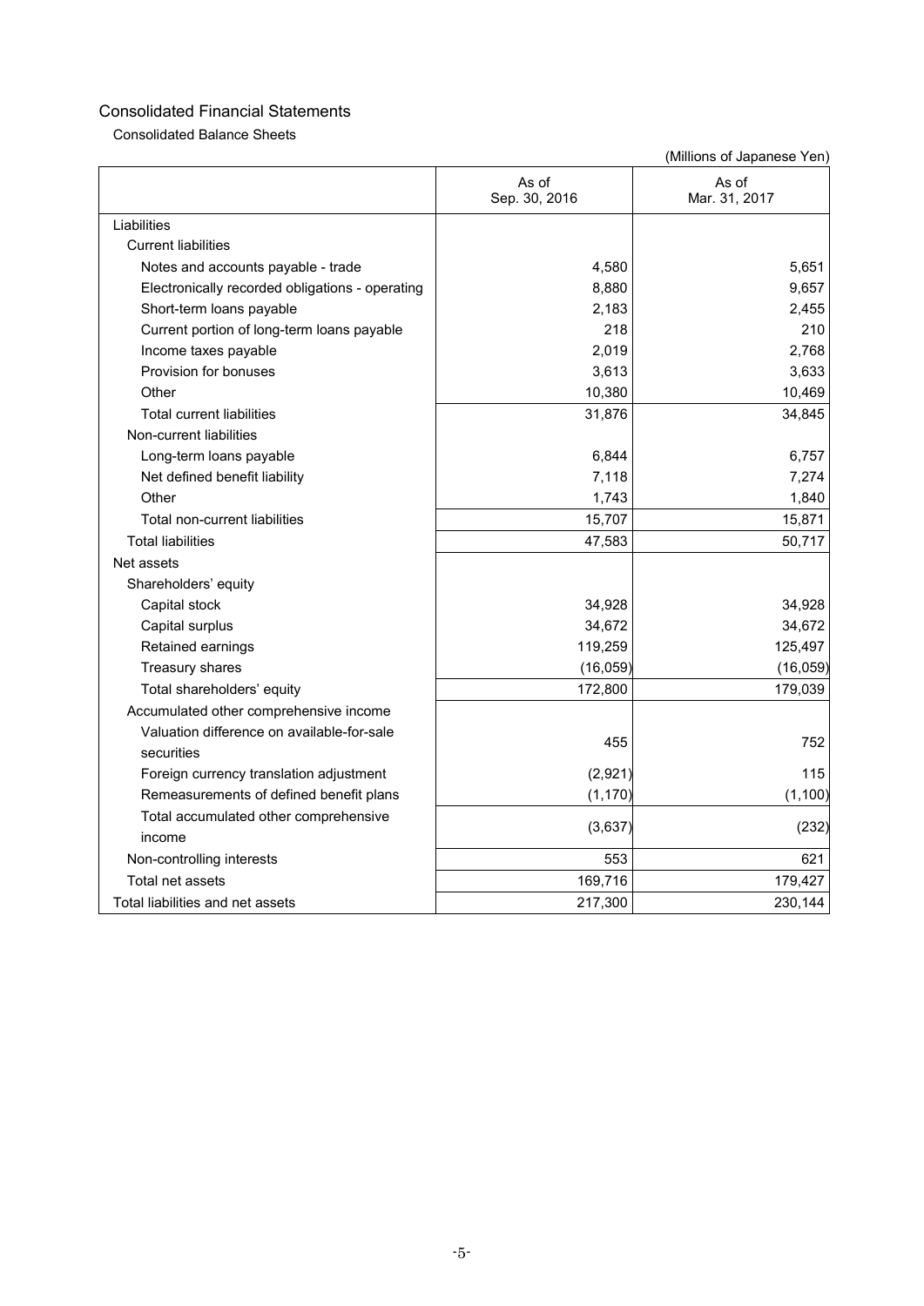# Consolidated Financial Statements

## Consolidated Balance Sheets

(Millions of Japanese Yen)

| | As of Sep. 30, 2016 | As of Mar. 31, 2017 |
|---|---|---|
| Liabilities | | |
| Current liabilities | | |
| Notes and accounts payable - trade | 4,580 | 5,651 |
| Electronically recorded obligations - operating | 8,880 | 9,657 |
| Short-term loans payable | 2,183 | 2,455 |
| Current portion of long-term loans payable | 218 | 210 |
| Income taxes payable | 2,019 | 2,768 |
| Provision for bonuses | 3,613 | 3,633 |
| Other | 10,380 | 10,469 |
| Total current liabilities | 31,876 | 34,845 |
| Non-current liabilities | | |
| Long-term loans payable | 6,844 | 6,757 |
| Net defined benefit liability | 7,118 | 7,274 |
| Other | 1,743 | 1,840 |
| Total non-current liabilities | 15,707 | 15,871 |
| Total liabilities | 47,583 | 50,717 |
| Net assets | | |
| Shareholders' equity | | |
| Capital stock | 34,928 | 34,928 |
| Capital surplus | 34,672 | 34,672 |
| Retained earnings | 119,259 | 125,497 |
| Treasury shares | (16,059) | (16,059) |
| Total shareholders' equity | 172,800 | 179,039 |
| Accumulated other comprehensive income | | |
| Valuation difference on available-for-sale securities | 455 | 752 |
| Foreign currency translation adjustment | (2,921) | 115 |
| Remeasurements of defined benefit plans | (1,170) | (1,100) |
| Total accumulated other comprehensive income | (3,637) | (232) |
| Non-controlling interests | 553 | 621 |
| Total net assets | 169,716 | 179,427 |
| Total liabilities and net assets | 217,300 | 230,144 |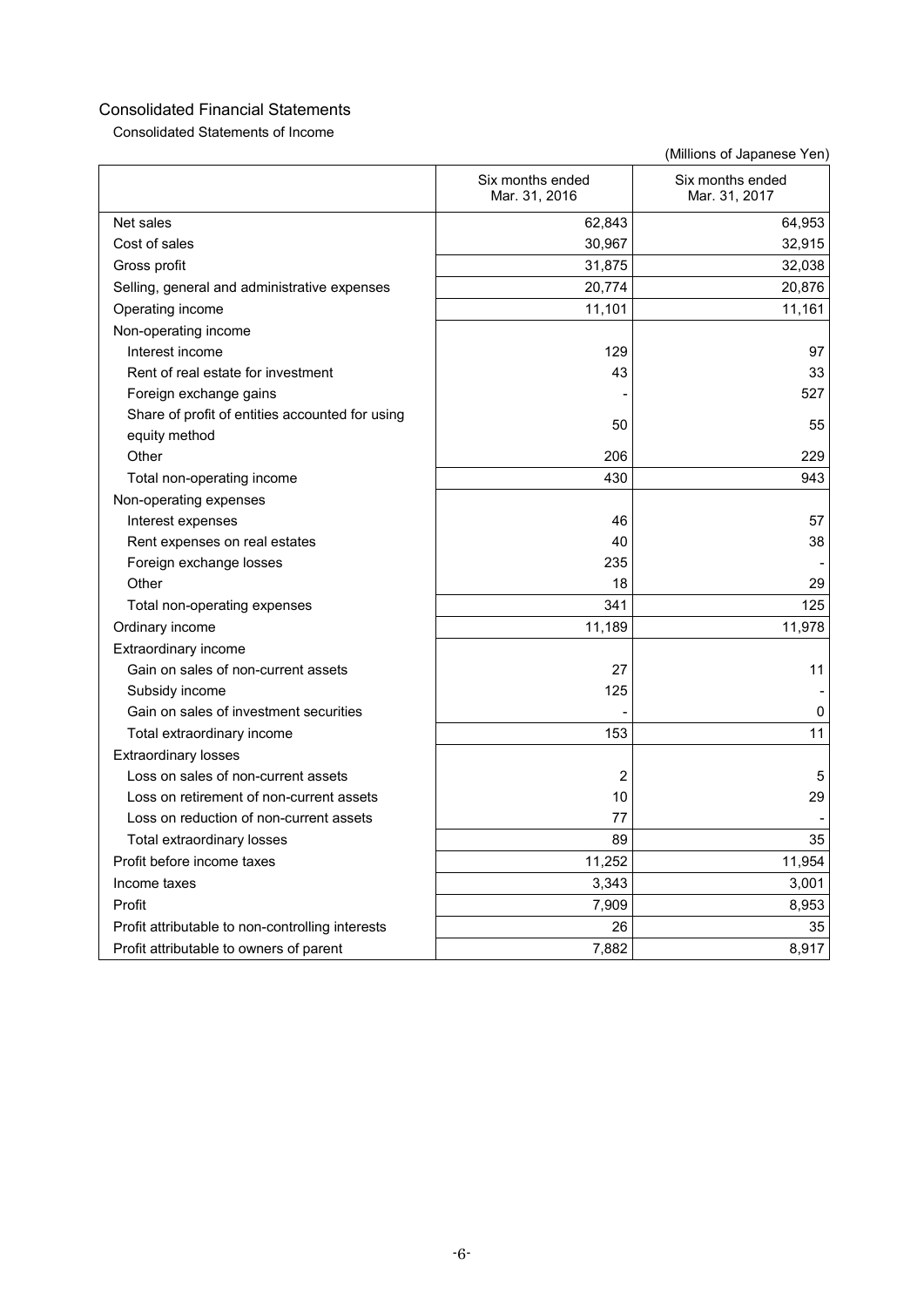## Consolidated Financial Statements

### Consolidated Statements of Income

(Millions of Japanese Yen)

| | Six months ended Mar. 31, 2016 | Six months ended Mar. 31, 2017 |
|---|---|---|
| Net sales | 62,843 | 64,953 |
| Cost of sales | 30,967 | 32,915 |
| Gross profit | 31,875 | 32,038 |
| Selling, general and administrative expenses | 20,774 | 20,876 |
| Operating income | 11,101 | 11,161 |
| Non-operating income | | |
| Interest income | 129 | 97 |
| Rent of real estate for investment | 43 | 33 |
| Foreign exchange gains | - | 527 |
| Share of profit of entities accounted for using equity method | 50 | 55 |
| Other | 206 | 229 |
| Total non-operating income | 430 | 943 |
| Non-operating expenses | | |
| Interest expenses | 46 | 57 |
| Rent expenses on real estates | 40 | 38 |
| Foreign exchange losses | 235 | - |
| Other | 18 | 29 |
| Total non-operating expenses | 341 | 125 |
| Ordinary income | 11,189 | 11,978 |
| Extraordinary income | | |
| Gain on sales of non-current assets | 27 | 11 |
| Subsidy income | 125 | - |
| Gain on sales of investment securities | - | 0 |
| Total extraordinary income | 153 | 11 |
| Extraordinary losses | | |
| Loss on sales of non-current assets | 2 | 5 |
| Loss on retirement of non-current assets | 10 | 29 |
| Loss on reduction of non-current assets | 77 | - |
| Total extraordinary losses | 89 | 35 |
| Profit before income taxes | 11,252 | 11,954 |
| Income taxes | 3,343 | 3,001 |
| Profit | 7,909 | 8,953 |
| Profit attributable to non-controlling interests | 26 | 35 |
| Profit attributable to owners of parent | 7,882 | 8,917 |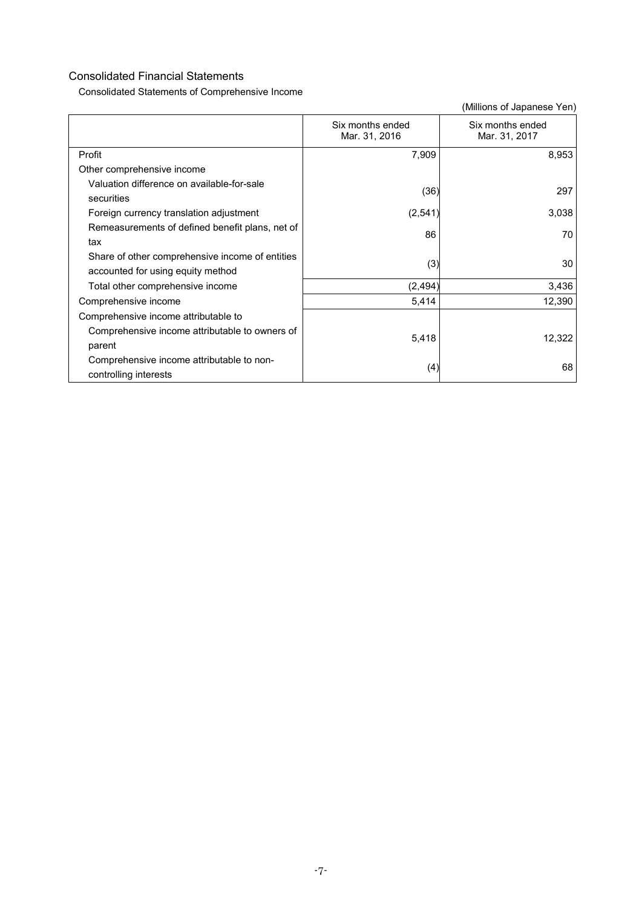## Consolidated Financial Statements

### Consolidated Statements of Comprehensive Income

(Millions of Japanese Yen)

| | Six months ended Mar. 31, 2016 | Six months ended Mar. 31, 2017 |
|---|---|---|
| Profit | 7,909 | 8,953 |
| Other comprehensive income | | |
| Valuation difference on available-for-sale securities | (36) | 297 |
| Foreign currency translation adjustment | (2,541) | 3,038 |
| Remeasurements of defined benefit plans, net of tax | 86 | 70 |
| Share of other comprehensive income of entities accounted for using equity method | (3) | 30 |
| Total other comprehensive income | (2,494) | 3,436 |
| Comprehensive income | 5,414 | 12,390 |
| Comprehensive income attributable to | | |
| Comprehensive income attributable to owners of parent | 5,418 | 12,322 |
| Comprehensive income attributable to non-controlling interests | (4) | 68 |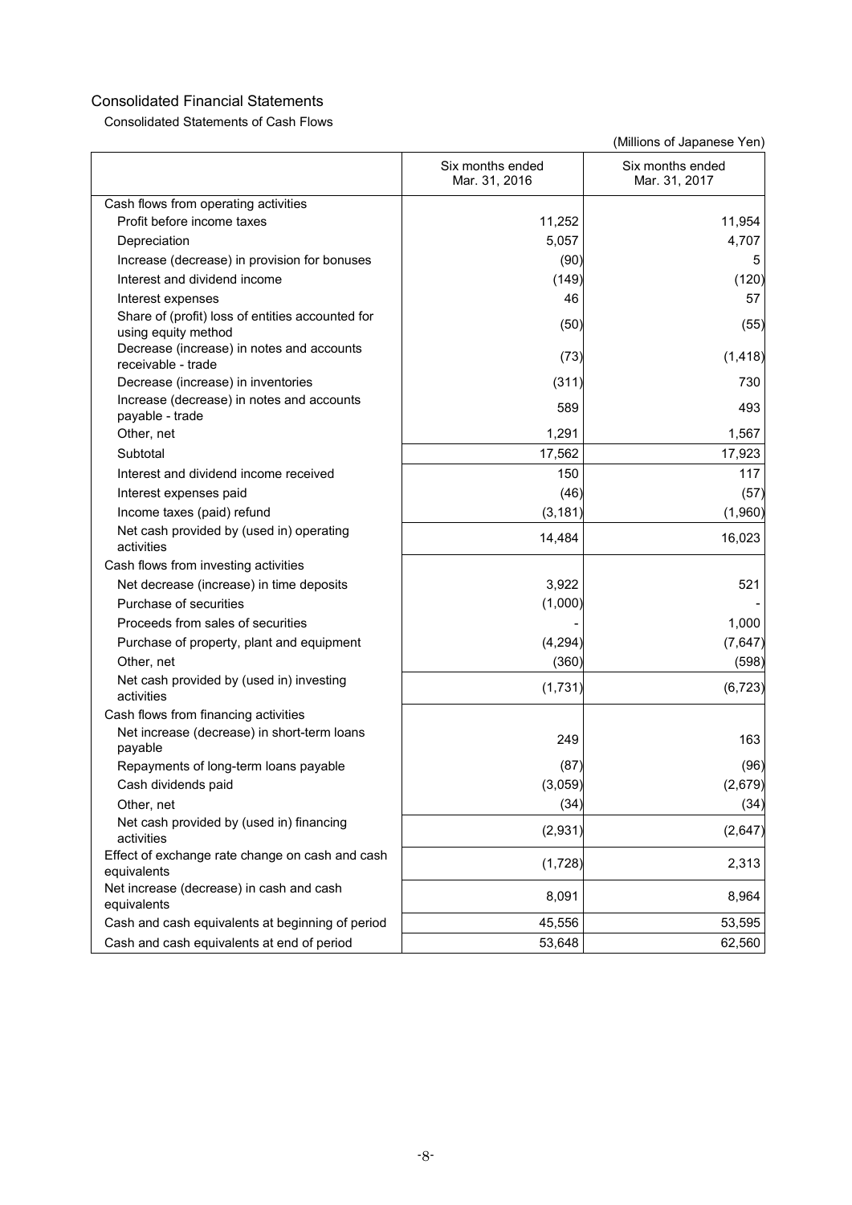## Consolidated Financial Statements

### Consolidated Statements of Cash Flows

(Millions of Japanese Yen)

| | Six months ended Mar. 31, 2016 | Six months ended Mar. 31, 2017 |
|---|---|---|
| Cash flows from operating activities | | |
| Profit before income taxes | 11,252 | 11,954 |
| Depreciation | 5,057 | 4,707 |
| Increase (decrease) in provision for bonuses | (90) | 5 |
| Interest and dividend income | (149) | (120) |
| Interest expenses | 46 | 57 |
| Share of (profit) loss of entities accounted for using equity method | (50) | (55) |
| Decrease (increase) in notes and accounts receivable - trade | (73) | (1,418) |
| Decrease (increase) in inventories | (311) | 730 |
| Increase (decrease) in notes and accounts payable - trade | 589 | 493 |
| Other, net | 1,291 | 1,567 |
| Subtotal | 17,562 | 17,923 |
| Interest and dividend income received | 150 | 117 |
| Interest expenses paid | (46) | (57) |
| Income taxes (paid) refund | (3,181) | (1,960) |
| Net cash provided by (used in) operating activities | 14,484 | 16,023 |
| Cash flows from investing activities | | |
| Net decrease (increase) in time deposits | 3,922 | 521 |
| Purchase of securities | (1,000) | - |
| Proceeds from sales of securities | - | 1,000 |
| Purchase of property, plant and equipment | (4,294) | (7,647) |
| Other, net | (360) | (598) |
| Net cash provided by (used in) investing activities | (1,731) | (6,723) |
| Cash flows from financing activities | | |
| Net increase (decrease) in short-term loans payable | 249 | 163 |
| Repayments of long-term loans payable | (87) | (96) |
| Cash dividends paid | (3,059) | (2,679) |
| Other, net | (34) | (34) |
| Net cash provided by (used in) financing activities | (2,931) | (2,647) |
| Effect of exchange rate change on cash and cash equivalents | (1,728) | 2,313 |
| Net increase (decrease) in cash and cash equivalents | 8,091 | 8,964 |
| Cash and cash equivalents at beginning of period | 45,556 | 53,595 |
| Cash and cash equivalents at end of period | 53,648 | 62,560 |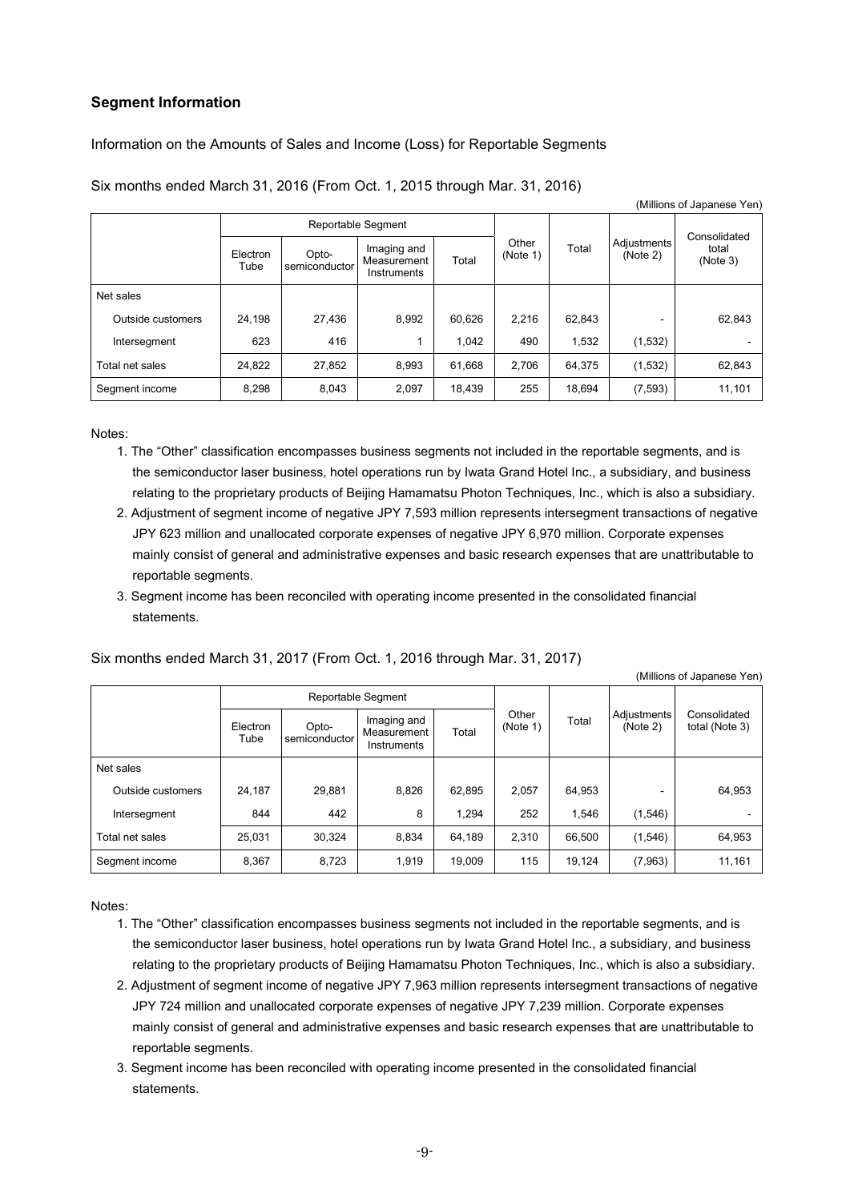## Segment Information

Information on the Amounts of Sales and Income (Loss) for Reportable Segments

Six months ended March 31, 2016 (From Oct. 1, 2015 through Mar. 31, 2016)

(Millions of Japanese Yen)

| | Reportable Segment | | | | Other (Note 1) | Total | Adjustments (Note 2) | Consolidated total (Note 3) |
|---|---|---|---|---|---|---|---|---|
| | Electron Tube | Opto-semiconductor | Imaging and Measurement Instruments | Total | | | | |
| Net sales | | | | | | | | |
| Outside customers | 24,198 | 27,436 | 8,992 | 60,626 | 2,216 | 62,843 | - | 62,843 |
| Intersegment | 623 | 416 | 1 | 1,042 | 490 | 1,532 | (1,532) | - |
| Total net sales | 24,822 | 27,852 | 8,993 | 61,668 | 2,706 | 64,375 | (1,532) | 62,843 |
| Segment income | 8,298 | 8,043 | 2,097 | 18,439 | 255 | 18,694 | (7,593) | 11,101 |

Notes:

1. The "Other" classification encompasses business segments not included in the reportable segments, and is the semiconductor laser business, hotel operations run by Iwata Grand Hotel Inc., a subsidiary, and business relating to the proprietary products of Beijing Hamamatsu Photon Techniques, Inc., which is also a subsidiary.
2. Adjustment of segment income of negative JPY 7,593 million represents intersegment transactions of negative JPY 623 million and unallocated corporate expenses of negative JPY 6,970 million. Corporate expenses mainly consist of general and administrative expenses and basic research expenses that are unattributable to reportable segments.
3. Segment income has been reconciled with operating income presented in the consolidated financial statements.

Six months ended March 31, 2017 (From Oct. 1, 2016 through Mar. 31, 2017)

(Millions of Japanese Yen)

| | Reportable Segment | | | | Other (Note 1) | Total | Adjustments (Note 2) | Consolidated total (Note 3) |
|---|---|---|---|---|---|---|---|---|
| | Electron Tube | Opto-semiconductor | Imaging and Measurement Instruments | Total | | | | |
| Net sales | | | | | | | | |
| Outside customers | 24,187 | 29,881 | 8,826 | 62,895 | 2,057 | 64,953 | - | 64,953 |
| Intersegment | 844 | 442 | 8 | 1,294 | 252 | 1,546 | (1,546) | - |
| Total net sales | 25,031 | 30,324 | 8,834 | 64,189 | 2,310 | 66,500 | (1,546) | 64,953 |
| Segment income | 8,367 | 8,723 | 1,919 | 19,009 | 115 | 19,124 | (7,963) | 11,161 |

Notes:

1. The "Other" classification encompasses business segments not included in the reportable segments, and is the semiconductor laser business, hotel operations run by Iwata Grand Hotel Inc., a subsidiary, and business relating to the proprietary products of Beijing Hamamatsu Photon Techniques, Inc., which is also a subsidiary.
2. Adjustment of segment income of negative JPY 7,963 million represents intersegment transactions of negative JPY 724 million and unallocated corporate expenses of negative JPY 7,239 million. Corporate expenses mainly consist of general and administrative expenses and basic research expenses that are unattributable to reportable segments.
3. Segment income has been reconciled with operating income presented in the consolidated financial statements.